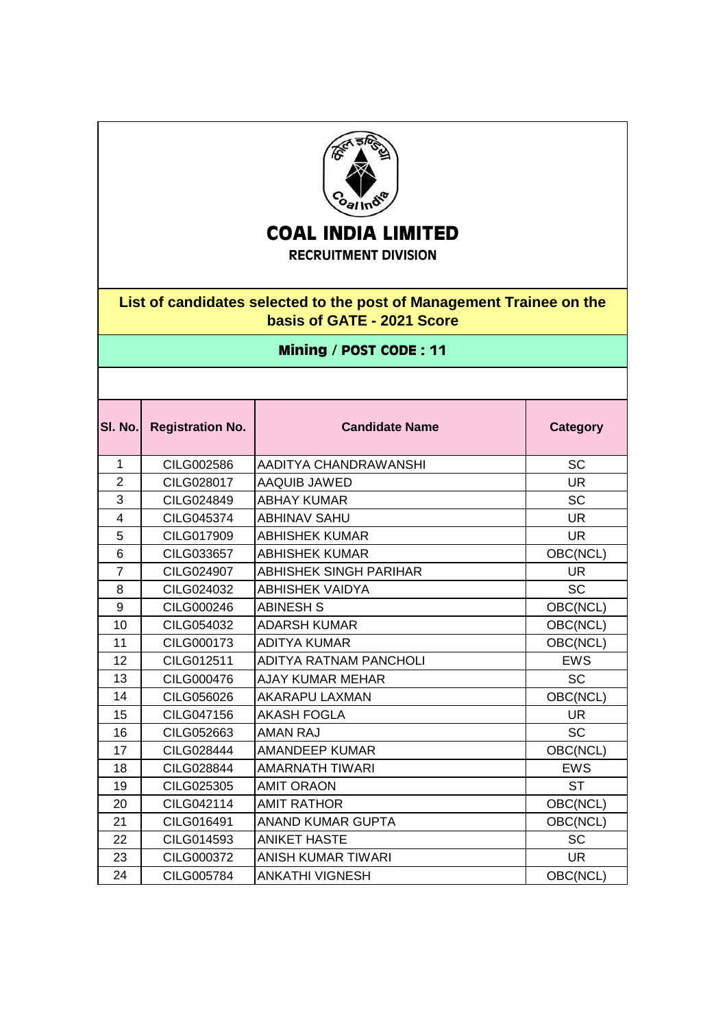# COAL INDIA LIMITED

**RECRUITMENT DIVISION**

## List of candidates selected to the post of Management Trainee on the basis of GATE - 2021 Score

### Mining / POST CODE : 11

| Sl. No. | Registration No. | Candidate Name | Category |
|---|---|---|---|
| 1 | CILG002586 | AADITYA CHANDRAWANSHI | SC |
| 2 | CILG028017 | AAQUIB JAWED | UR |
| 3 | CILG024849 | ABHAY KUMAR | SC |
| 4 | CILG045374 | ABHINAV SAHU | UR |
| 5 | CILG017909 | ABHISHEK KUMAR | UR |
| 6 | CILG033657 | ABHISHEK KUMAR | OBC(NCL) |
| 7 | CILG024907 | ABHISHEK SINGH PARIHAR | UR |
| 8 | CILG024032 | ABHISHEK VAIDYA | SC |
| 9 | CILG000246 | ABINESH S | OBC(NCL) |
| 10 | CILG054032 | ADARSH KUMAR | OBC(NCL) |
| 11 | CILG000173 | ADITYA KUMAR | OBC(NCL) |
| 12 | CILG012511 | ADITYA RATNAM PANCHOLI | EWS |
| 13 | CILG000476 | AJAY KUMAR MEHAR | SC |
| 14 | CILG056026 | AKARAPU LAXMAN | OBC(NCL) |
| 15 | CILG047156 | AKASH FOGLA | UR |
| 16 | CILG052663 | AMAN RAJ | SC |
| 17 | CILG028444 | AMANDEEP KUMAR | OBC(NCL) |
| 18 | CILG028844 | AMARNATH TIWARI | EWS |
| 19 | CILG025305 | AMIT ORAON | ST |
| 20 | CILG042114 | AMIT RATHOR | OBC(NCL) |
| 21 | CILG016491 | ANAND KUMAR GUPTA | OBC(NCL) |
| 22 | CILG014593 | ANIKET HASTE | SC |
| 23 | CILG000372 | ANISH KUMAR TIWARI | UR |
| 24 | CILG005784 | ANKATHI VIGNESH | OBC(NCL) |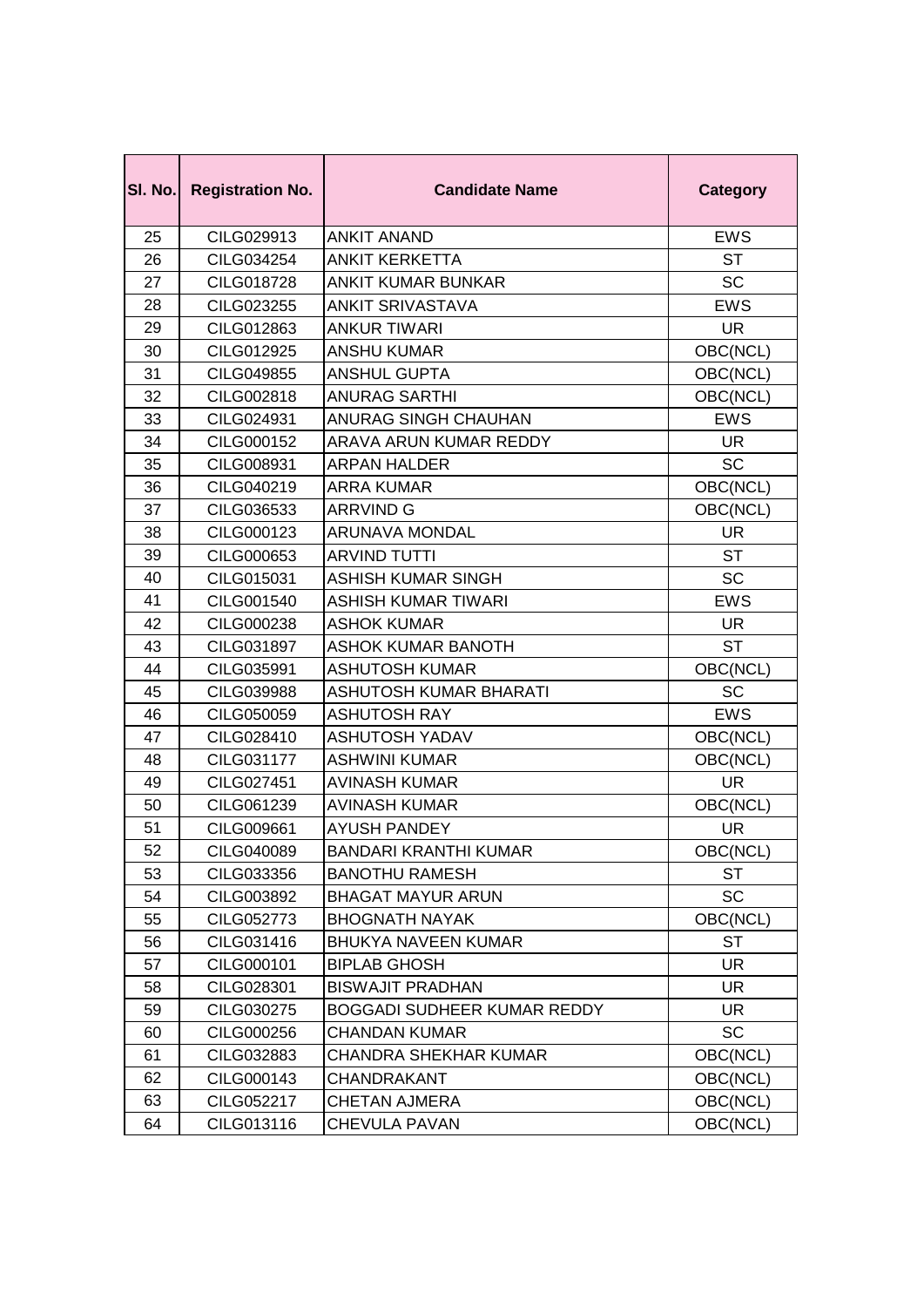| Sl. No. | Registration No. | Candidate Name | Category |
|---|---|---|---|
| 25 | CILG029913 | ANKIT ANAND | EWS |
| 26 | CILG034254 | ANKIT KERKETTA | ST |
| 27 | CILG018728 | ANKIT KUMAR BUNKAR | SC |
| 28 | CILG023255 | ANKIT SRIVASTAVA | EWS |
| 29 | CILG012863 | ANKUR TIWARI | UR |
| 30 | CILG012925 | ANSHU KUMAR | OBC(NCL) |
| 31 | CILG049855 | ANSHUL GUPTA | OBC(NCL) |
| 32 | CILG002818 | ANURAG SARTHI | OBC(NCL) |
| 33 | CILG024931 | ANURAG SINGH CHAUHAN | EWS |
| 34 | CILG000152 | ARAVA ARUN KUMAR REDDY | UR |
| 35 | CILG008931 | ARPAN HALDER | SC |
| 36 | CILG040219 | ARRA KUMAR | OBC(NCL) |
| 37 | CILG036533 | ARRVIND G | OBC(NCL) |
| 38 | CILG000123 | ARUNAVA MONDAL | UR |
| 39 | CILG000653 | ARVIND TUTTI | ST |
| 40 | CILG015031 | ASHISH KUMAR SINGH | SC |
| 41 | CILG001540 | ASHISH KUMAR TIWARI | EWS |
| 42 | CILG000238 | ASHOK KUMAR | UR |
| 43 | CILG031897 | ASHOK KUMAR BANOTH | ST |
| 44 | CILG035991 | ASHUTOSH KUMAR | OBC(NCL) |
| 45 | CILG039988 | ASHUTOSH KUMAR BHARATI | SC |
| 46 | CILG050059 | ASHUTOSH RAY | EWS |
| 47 | CILG028410 | ASHUTOSH YADAV | OBC(NCL) |
| 48 | CILG031177 | ASHWINI KUMAR | OBC(NCL) |
| 49 | CILG027451 | AVINASH KUMAR | UR |
| 50 | CILG061239 | AVINASH KUMAR | OBC(NCL) |
| 51 | CILG009661 | AYUSH PANDEY | UR |
| 52 | CILG040089 | BANDARI KRANTHI KUMAR | OBC(NCL) |
| 53 | CILG033356 | BANOTHU RAMESH | ST |
| 54 | CILG003892 | BHAGAT MAYUR ARUN | SC |
| 55 | CILG052773 | BHOGNATH NAYAK | OBC(NCL) |
| 56 | CILG031416 | BHUKYA NAVEEN KUMAR | ST |
| 57 | CILG000101 | BIPLAB GHOSH | UR |
| 58 | CILG028301 | BISWAJIT PRADHAN | UR |
| 59 | CILG030275 | BOGGADI SUDHEER KUMAR REDDY | UR |
| 60 | CILG000256 | CHANDAN KUMAR | SC |
| 61 | CILG032883 | CHANDRA SHEKHAR KUMAR | OBC(NCL) |
| 62 | CILG000143 | CHANDRAKANT | OBC(NCL) |
| 63 | CILG052217 | CHETAN AJMERA | OBC(NCL) |
| 64 | CILG013116 | CHEVULA PAVAN | OBC(NCL) |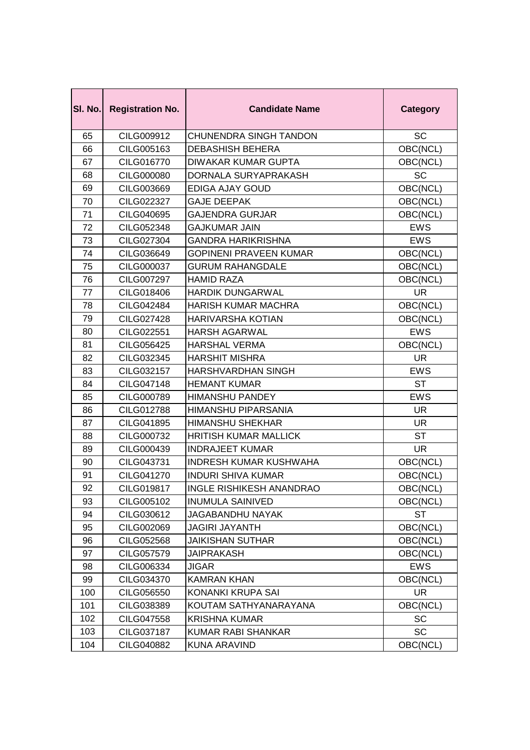| Sl. No. | Registration No. | Candidate Name | Category |
|---|---|---|---|
| 65 | CILG009912 | CHUNENDRA SINGH TANDON | SC |
| 66 | CILG005163 | DEBASHISH BEHERA | OBC(NCL) |
| 67 | CILG016770 | DIWAKAR KUMAR GUPTA | OBC(NCL) |
| 68 | CILG000080 | DORNALA SURYAPRAKASH | SC |
| 69 | CILG003669 | EDIGA AJAY GOUD | OBC(NCL) |
| 70 | CILG022327 | GAJE DEEPAK | OBC(NCL) |
| 71 | CILG040695 | GAJENDRA GURJAR | OBC(NCL) |
| 72 | CILG052348 | GAJKUMAR JAIN | EWS |
| 73 | CILG027304 | GANDRA HARIKRISHNA | EWS |
| 74 | CILG036649 | GOPINENI PRAVEEN KUMAR | OBC(NCL) |
| 75 | CILG000037 | GURUM RAHANGDALE | OBC(NCL) |
| 76 | CILG007297 | HAMID RAZA | OBC(NCL) |
| 77 | CILG018406 | HARDIK DUNGARWAL | UR |
| 78 | CILG042484 | HARISH KUMAR MACHRA | OBC(NCL) |
| 79 | CILG027428 | HARIVARSHA KOTIAN | OBC(NCL) |
| 80 | CILG022551 | HARSH AGARWAL | EWS |
| 81 | CILG056425 | HARSHAL VERMA | OBC(NCL) |
| 82 | CILG032345 | HARSHIT MISHRA | UR |
| 83 | CILG032157 | HARSHVARDHAN SINGH | EWS |
| 84 | CILG047148 | HEMANT KUMAR | ST |
| 85 | CILG000789 | HIMANSHU PANDEY | EWS |
| 86 | CILG012788 | HIMANSHU PIPARSANIA | UR |
| 87 | CILG041895 | HIMANSHU SHEKHAR | UR |
| 88 | CILG000732 | HRITISH KUMAR MALLICK | ST |
| 89 | CILG000439 | INDRAJEET KUMAR | UR |
| 90 | CILG043731 | INDRESH KUMAR KUSHWAHA | OBC(NCL) |
| 91 | CILG041270 | INDURI SHIVA KUMAR | OBC(NCL) |
| 92 | CILG019817 | INGLE RISHIKESH ANANDRAO | OBC(NCL) |
| 93 | CILG005102 | INUMULA SAINIVED | OBC(NCL) |
| 94 | CILG030612 | JAGABANDHU NAYAK | ST |
| 95 | CILG002069 | JAGIRI JAYANTH | OBC(NCL) |
| 96 | CILG052568 | JAIKISHAN SUTHAR | OBC(NCL) |
| 97 | CILG057579 | JAIPRAKASH | OBC(NCL) |
| 98 | CILG006334 | JIGAR | EWS |
| 99 | CILG034370 | KAMRAN KHAN | OBC(NCL) |
| 100 | CILG056550 | KONANKI KRUPA SAI | UR |
| 101 | CILG038389 | KOUTAM SATHYANARAYANA | OBC(NCL) |
| 102 | CILG047558 | KRISHNA KUMAR | SC |
| 103 | CILG037187 | KUMAR RABI SHANKAR | SC |
| 104 | CILG040882 | KUNA ARAVIND | OBC(NCL) |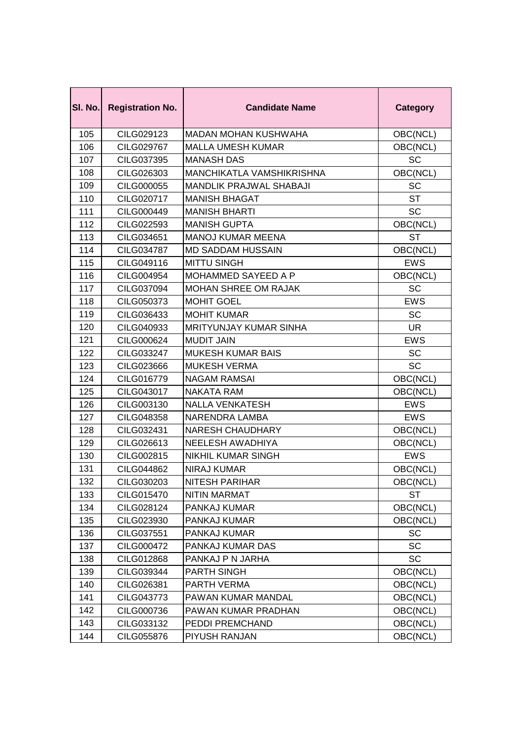| Sl. No. | Registration No. | Candidate Name | Category |
|---|---|---|---|
| 105 | CILG029123 | MADAN MOHAN KUSHWAHA | OBC(NCL) |
| 106 | CILG029767 | MALLA UMESH KUMAR | OBC(NCL) |
| 107 | CILG037395 | MANASH DAS | SC |
| 108 | CILG026303 | MANCHIKATLA VAMSHIKRISHNA | OBC(NCL) |
| 109 | CILG000055 | MANDLIK PRAJWAL SHABAJI | SC |
| 110 | CILG020717 | MANISH BHAGAT | ST |
| 111 | CILG000449 | MANISH BHARTI | SC |
| 112 | CILG022593 | MANISH GUPTA | OBC(NCL) |
| 113 | CILG034651 | MANOJ KUMAR MEENA | ST |
| 114 | CILG034787 | MD SADDAM HUSSAIN | OBC(NCL) |
| 115 | CILG049116 | MITTU SINGH | EWS |
| 116 | CILG004954 | MOHAMMED SAYEED A P | OBC(NCL) |
| 117 | CILG037094 | MOHAN SHREE OM RAJAK | SC |
| 118 | CILG050373 | MOHIT GOEL | EWS |
| 119 | CILG036433 | MOHIT KUMAR | SC |
| 120 | CILG040933 | MRITYUNJAY KUMAR SINHA | UR |
| 121 | CILG000624 | MUDIT JAIN | EWS |
| 122 | CILG033247 | MUKESH KUMAR BAIS | SC |
| 123 | CILG023666 | MUKESH VERMA | SC |
| 124 | CILG016779 | NAGAM RAMSAI | OBC(NCL) |
| 125 | CILG043017 | NAKATA RAM | OBC(NCL) |
| 126 | CILG003130 | NALLA VENKATESH | EWS |
| 127 | CILG048358 | NARENDRA LAMBA | EWS |
| 128 | CILG032431 | NARESH CHAUDHARY | OBC(NCL) |
| 129 | CILG026613 | NEELESH AWADHIYA | OBC(NCL) |
| 130 | CILG002815 | NIKHIL KUMAR SINGH | EWS |
| 131 | CILG044862 | NIRAJ KUMAR | OBC(NCL) |
| 132 | CILG030203 | NITESH PARIHAR | OBC(NCL) |
| 133 | CILG015470 | NITIN MARMAT | ST |
| 134 | CILG028124 | PANKAJ KUMAR | OBC(NCL) |
| 135 | CILG023930 | PANKAJ KUMAR | OBC(NCL) |
| 136 | CILG037551 | PANKAJ KUMAR | SC |
| 137 | CILG000472 | PANKAJ KUMAR DAS | SC |
| 138 | CILG012868 | PANKAJ P N JARHA | SC |
| 139 | CILG039344 | PARTH SINGH | OBC(NCL) |
| 140 | CILG026381 | PARTH VERMA | OBC(NCL) |
| 141 | CILG043773 | PAWAN KUMAR MANDAL | OBC(NCL) |
| 142 | CILG000736 | PAWAN KUMAR PRADHAN | OBC(NCL) |
| 143 | CILG033132 | PEDDI PREMCHAND | OBC(NCL) |
| 144 | CILG055876 | PIYUSH RANJAN | OBC(NCL) |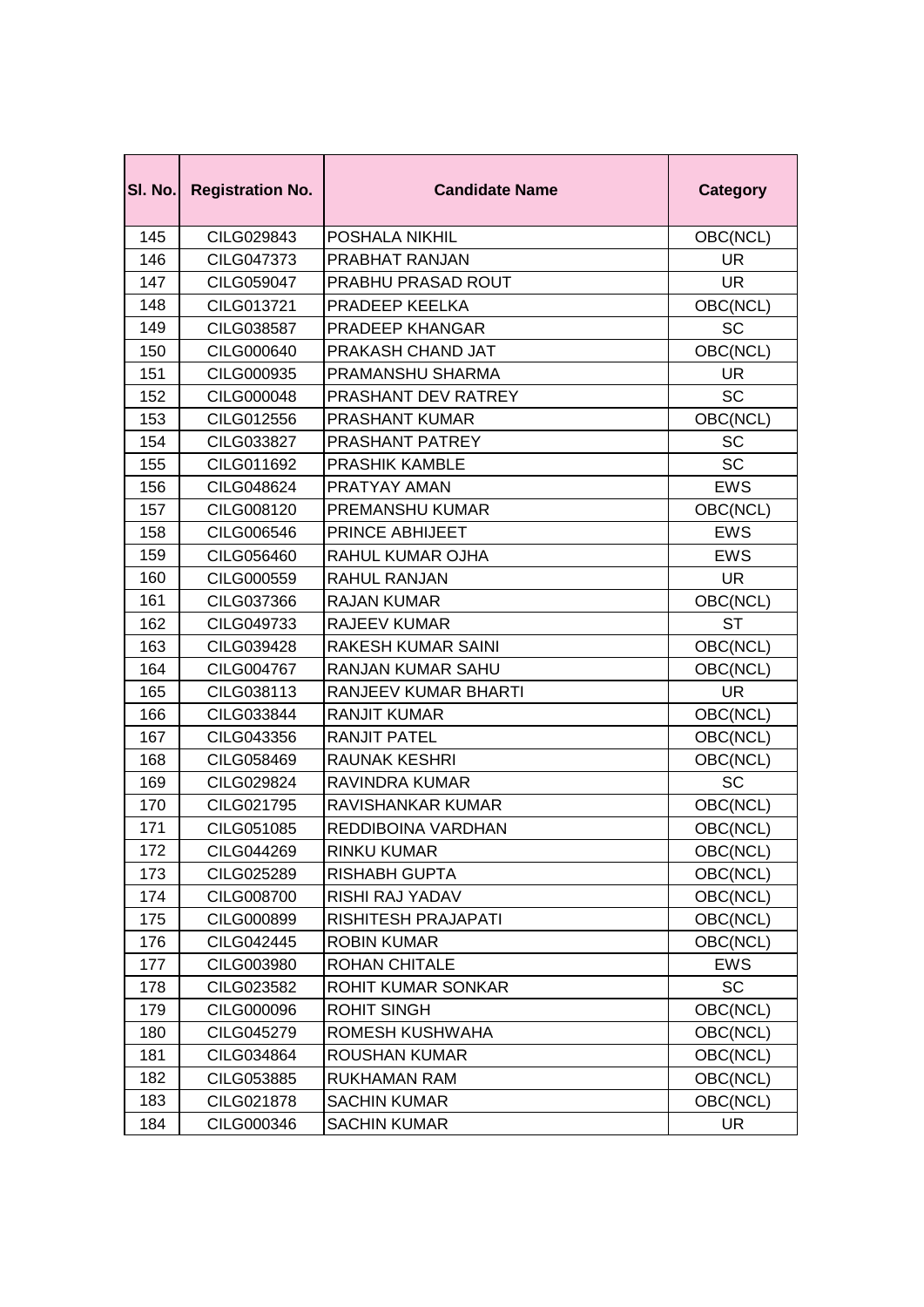| Sl. No. | Registration No. | Candidate Name | Category |
|---|---|---|---|
| 145 | CILG029843 | POSHALA NIKHIL | OBC(NCL) |
| 146 | CILG047373 | PRABHAT RANJAN | UR |
| 147 | CILG059047 | PRABHU PRASAD ROUT | UR |
| 148 | CILG013721 | PRADEEP KEELKA | OBC(NCL) |
| 149 | CILG038587 | PRADEEP KHANGAR | SC |
| 150 | CILG000640 | PRAKASH CHAND JAT | OBC(NCL) |
| 151 | CILG000935 | PRAMANSHU SHARMA | UR |
| 152 | CILG000048 | PRASHANT DEV RATREY | SC |
| 153 | CILG012556 | PRASHANT KUMAR | OBC(NCL) |
| 154 | CILG033827 | PRASHANT PATREY | SC |
| 155 | CILG011692 | PRASHIK KAMBLE | SC |
| 156 | CILG048624 | PRATYAY AMAN | EWS |
| 157 | CILG008120 | PREMANSHU KUMAR | OBC(NCL) |
| 158 | CILG006546 | PRINCE ABHIJEET | EWS |
| 159 | CILG056460 | RAHUL KUMAR OJHA | EWS |
| 160 | CILG000559 | RAHUL RANJAN | UR |
| 161 | CILG037366 | RAJAN KUMAR | OBC(NCL) |
| 162 | CILG049733 | RAJEEV KUMAR | ST |
| 163 | CILG039428 | RAKESH KUMAR SAINI | OBC(NCL) |
| 164 | CILG004767 | RANJAN KUMAR SAHU | OBC(NCL) |
| 165 | CILG038113 | RANJEEV KUMAR BHARTI | UR |
| 166 | CILG033844 | RANJIT KUMAR | OBC(NCL) |
| 167 | CILG043356 | RANJIT PATEL | OBC(NCL) |
| 168 | CILG058469 | RAUNAK KESHRI | OBC(NCL) |
| 169 | CILG029824 | RAVINDRA KUMAR | SC |
| 170 | CILG021795 | RAVISHANKAR KUMAR | OBC(NCL) |
| 171 | CILG051085 | REDDIBOINA VARDHAN | OBC(NCL) |
| 172 | CILG044269 | RINKU KUMAR | OBC(NCL) |
| 173 | CILG025289 | RISHABH GUPTA | OBC(NCL) |
| 174 | CILG008700 | RISHI RAJ YADAV | OBC(NCL) |
| 175 | CILG000899 | RISHITESH PRAJAPATI | OBC(NCL) |
| 176 | CILG042445 | ROBIN KUMAR | OBC(NCL) |
| 177 | CILG003980 | ROHAN CHITALE | EWS |
| 178 | CILG023582 | ROHIT KUMAR SONKAR | SC |
| 179 | CILG000096 | ROHIT SINGH | OBC(NCL) |
| 180 | CILG045279 | ROMESH KUSHWAHA | OBC(NCL) |
| 181 | CILG034864 | ROUSHAN KUMAR | OBC(NCL) |
| 182 | CILG053885 | RUKHAMAN RAM | OBC(NCL) |
| 183 | CILG021878 | SACHIN KUMAR | OBC(NCL) |
| 184 | CILG000346 | SACHIN KUMAR | UR |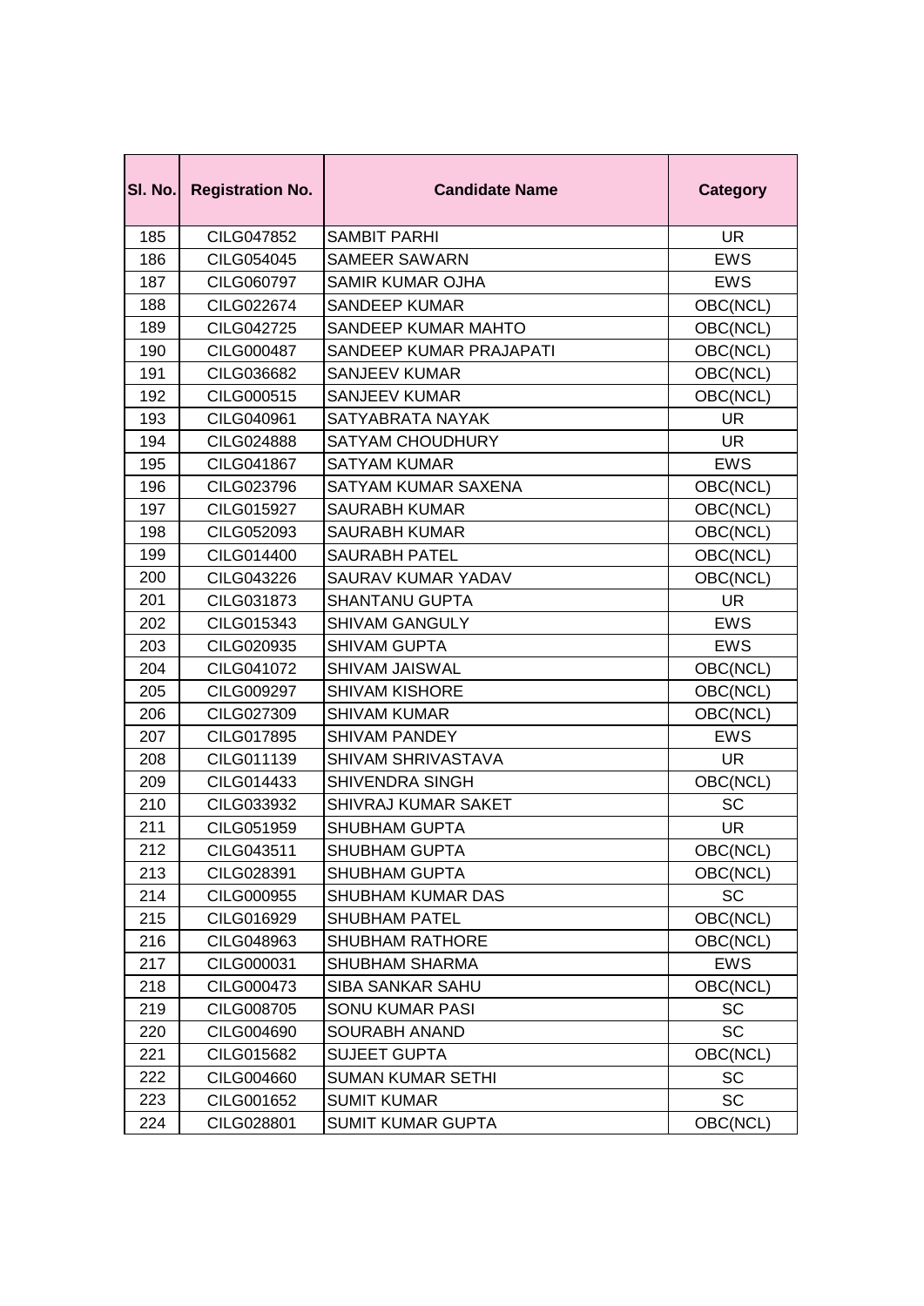| Sl. No. | Registration No. | Candidate Name | Category |
|---|---|---|---|
| 185 | CILG047852 | SAMBIT PARHI | UR |
| 186 | CILG054045 | SAMEER SAWARN | EWS |
| 187 | CILG060797 | SAMIR KUMAR OJHA | EWS |
| 188 | CILG022674 | SANDEEP KUMAR | OBC(NCL) |
| 189 | CILG042725 | SANDEEP KUMAR MAHTO | OBC(NCL) |
| 190 | CILG000487 | SANDEEP KUMAR PRAJAPATI | OBC(NCL) |
| 191 | CILG036682 | SANJEEV KUMAR | OBC(NCL) |
| 192 | CILG000515 | SANJEEV KUMAR | OBC(NCL) |
| 193 | CILG040961 | SATYABRATA NAYAK | UR |
| 194 | CILG024888 | SATYAM CHOUDHURY | UR |
| 195 | CILG041867 | SATYAM KUMAR | EWS |
| 196 | CILG023796 | SATYAM KUMAR SAXENA | OBC(NCL) |
| 197 | CILG015927 | SAURABH KUMAR | OBC(NCL) |
| 198 | CILG052093 | SAURABH KUMAR | OBC(NCL) |
| 199 | CILG014400 | SAURABH PATEL | OBC(NCL) |
| 200 | CILG043226 | SAURAV KUMAR YADAV | OBC(NCL) |
| 201 | CILG031873 | SHANTANU GUPTA | UR |
| 202 | CILG015343 | SHIVAM GANGULY | EWS |
| 203 | CILG020935 | SHIVAM GUPTA | EWS |
| 204 | CILG041072 | SHIVAM JAISWAL | OBC(NCL) |
| 205 | CILG009297 | SHIVAM KISHORE | OBC(NCL) |
| 206 | CILG027309 | SHIVAM KUMAR | OBC(NCL) |
| 207 | CILG017895 | SHIVAM PANDEY | EWS |
| 208 | CILG011139 | SHIVAM SHRIVASTAVA | UR |
| 209 | CILG014433 | SHIVENDRA SINGH | OBC(NCL) |
| 210 | CILG033932 | SHIVRAJ KUMAR SAKET | SC |
| 211 | CILG051959 | SHUBHAM GUPTA | UR |
| 212 | CILG043511 | SHUBHAM GUPTA | OBC(NCL) |
| 213 | CILG028391 | SHUBHAM GUPTA | OBC(NCL) |
| 214 | CILG000955 | SHUBHAM KUMAR DAS | SC |
| 215 | CILG016929 | SHUBHAM PATEL | OBC(NCL) |
| 216 | CILG048963 | SHUBHAM RATHORE | OBC(NCL) |
| 217 | CILG000031 | SHUBHAM SHARMA | EWS |
| 218 | CILG000473 | SIBA SANKAR SAHU | OBC(NCL) |
| 219 | CILG008705 | SONU KUMAR PASI | SC |
| 220 | CILG004690 | SOURABH ANAND | SC |
| 221 | CILG015682 | SUJEET GUPTA | OBC(NCL) |
| 222 | CILG004660 | SUMAN KUMAR SETHI | SC |
| 223 | CILG001652 | SUMIT KUMAR | SC |
| 224 | CILG028801 | SUMIT KUMAR GUPTA | OBC(NCL) |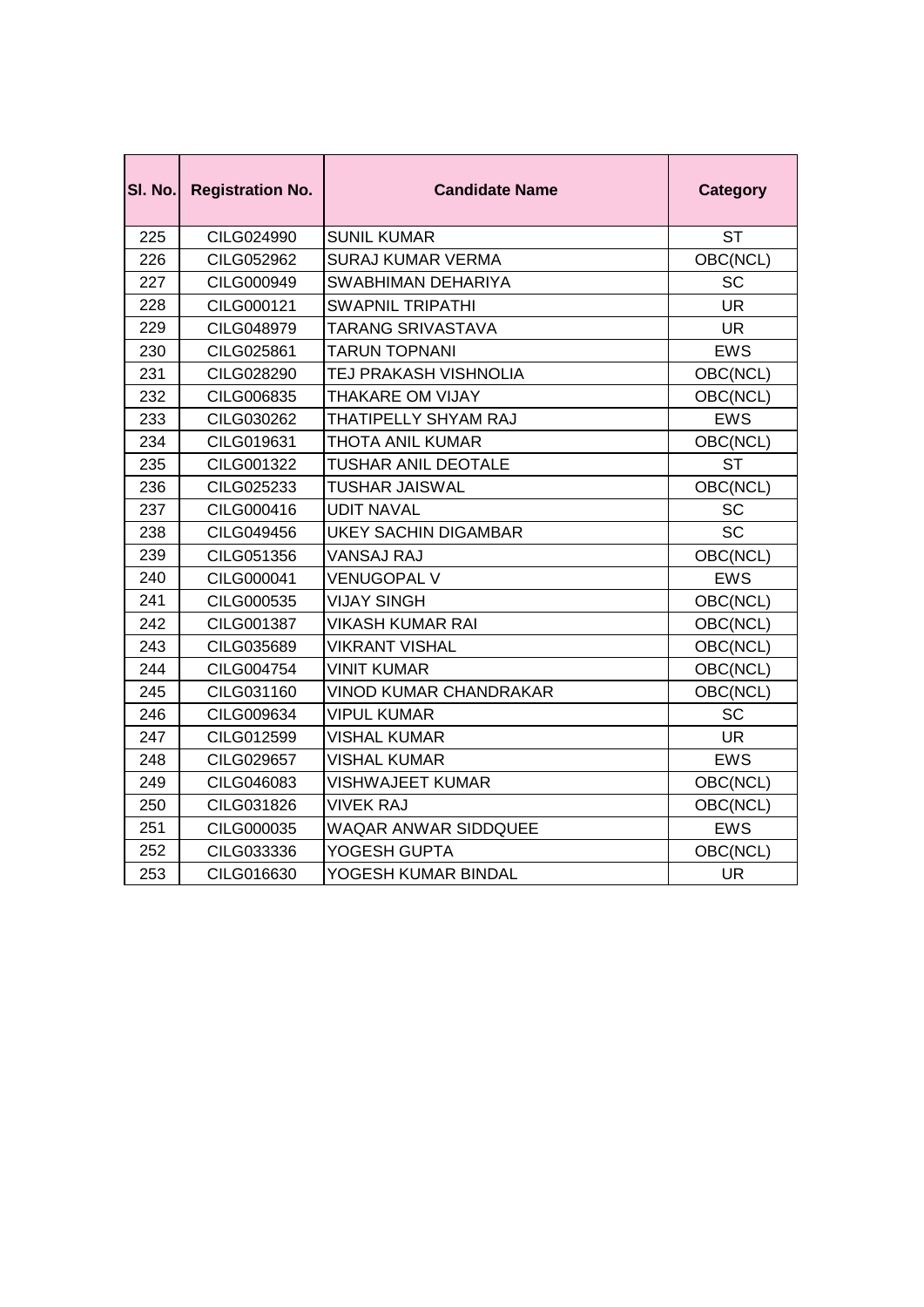| Sl. No. | Registration No. | Candidate Name | Category |
|---|---|---|---|
| 225 | CILG024990 | SUNIL KUMAR | ST |
| 226 | CILG052962 | SURAJ KUMAR VERMA | OBC(NCL) |
| 227 | CILG000949 | SWABHIMAN DEHARIYA | SC |
| 228 | CILG000121 | SWAPNIL TRIPATHI | UR |
| 229 | CILG048979 | TARANG SRIVASTAVA | UR |
| 230 | CILG025861 | TARUN TOPNANI | EWS |
| 231 | CILG028290 | TEJ PRAKASH VISHNOLIA | OBC(NCL) |
| 232 | CILG006835 | THAKARE OM VIJAY | OBC(NCL) |
| 233 | CILG030262 | THATIPELLY SHYAM RAJ | EWS |
| 234 | CILG019631 | THOTA ANIL KUMAR | OBC(NCL) |
| 235 | CILG001322 | TUSHAR ANIL DEOTALE | ST |
| 236 | CILG025233 | TUSHAR JAISWAL | OBC(NCL) |
| 237 | CILG000416 | UDIT NAVAL | SC |
| 238 | CILG049456 | UKEY SACHIN DIGAMBAR | SC |
| 239 | CILG051356 | VANSAJ RAJ | OBC(NCL) |
| 240 | CILG000041 | VENUGOPAL V | EWS |
| 241 | CILG000535 | VIJAY SINGH | OBC(NCL) |
| 242 | CILG001387 | VIKASH KUMAR RAI | OBC(NCL) |
| 243 | CILG035689 | VIKRANT VISHAL | OBC(NCL) |
| 244 | CILG004754 | VINIT KUMAR | OBC(NCL) |
| 245 | CILG031160 | VINOD KUMAR CHANDRAKAR | OBC(NCL) |
| 246 | CILG009634 | VIPUL KUMAR | SC |
| 247 | CILG012599 | VISHAL KUMAR | UR |
| 248 | CILG029657 | VISHAL KUMAR | EWS |
| 249 | CILG046083 | VISHWAJEET KUMAR | OBC(NCL) |
| 250 | CILG031826 | VIVEK RAJ | OBC(NCL) |
| 251 | CILG000035 | WAQAR ANWAR SIDDQUEE | EWS |
| 252 | CILG033336 | YOGESH GUPTA | OBC(NCL) |
| 253 | CILG016630 | YOGESH KUMAR BINDAL | UR |